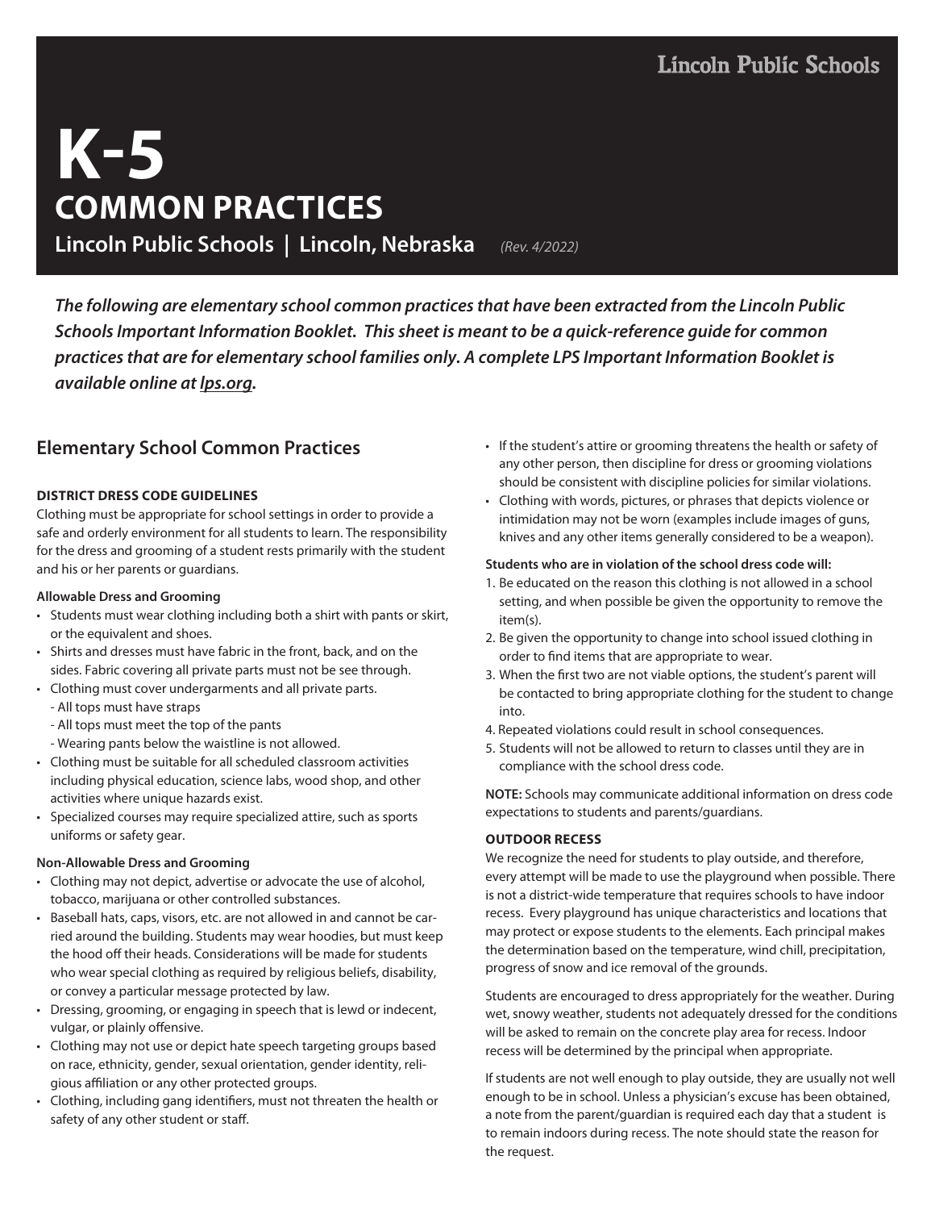Lincoln Public Schools

# K-5
# COMMON PRACTICES

**Lincoln Public Schools | Lincoln, Nebraska** *(Rev. 4/2022)*

***The following are elementary school common practices that have been extracted from the Lincoln Public Schools Important Information Booklet. This sheet is meant to be a quick-reference guide for common practices that are for elementary school families only. A complete LPS Important Information Booklet is available online at lps.org.***

## Elementary School Common Practices

### DISTRICT DRESS CODE GUIDELINES

Clothing must be appropriate for school settings in order to provide a safe and orderly environment for all students to learn. The responsibility for the dress and grooming of a student rests primarily with the student and his or her parents or guardians.

**Allowable Dress and Grooming**

- Students must wear clothing including both a shirt with pants or skirt, or the equivalent and shoes.
- Shirts and dresses must have fabric in the front, back, and on the sides. Fabric covering all private parts must not be see through.
- Clothing must cover undergarments and all private parts.
  - All tops must have straps
  - All tops must meet the top of the pants
  - Wearing pants below the waistline is not allowed.
- Clothing must be suitable for all scheduled classroom activities including physical education, science labs, wood shop, and other activities where unique hazards exist.
- Specialized courses may require specialized attire, such as sports uniforms or safety gear.

**Non-Allowable Dress and Grooming**

- Clothing may not depict, advertise or advocate the use of alcohol, tobacco, marijuana or other controlled substances.
- Baseball hats, caps, visors, etc. are not allowed in and cannot be carried around the building. Students may wear hoodies, but must keep the hood off their heads. Considerations will be made for students who wear special clothing as required by religious beliefs, disability, or convey a particular message protected by law.
- Dressing, grooming, or engaging in speech that is lewd or indecent, vulgar, or plainly offensive.
- Clothing may not use or depict hate speech targeting groups based on race, ethnicity, gender, sexual orientation, gender identity, religious affiliation or any other protected groups.
- Clothing, including gang identifiers, must not threaten the health or safety of any other student or staff.
- If the student's attire or grooming threatens the health or safety of any other person, then discipline for dress or grooming violations should be consistent with discipline policies for similar violations.
- Clothing with words, pictures, or phrases that depicts violence or intimidation may not be worn (examples include images of guns, knives and any other items generally considered to be a weapon).

**Students who are in violation of the school dress code will:**

1. Be educated on the reason this clothing is not allowed in a school setting, and when possible be given the opportunity to remove the item(s).
2. Be given the opportunity to change into school issued clothing in order to find items that are appropriate to wear.
3. When the first two are not viable options, the student's parent will be contacted to bring appropriate clothing for the student to change into.
4. Repeated violations could result in school consequences.
5. Students will not be allowed to return to classes until they are in compliance with the school dress code.

**NOTE:** Schools may communicate additional information on dress code expectations to students and parents/guardians.

### OUTDOOR RECESS

We recognize the need for students to play outside, and therefore, every attempt will be made to use the playground when possible. There is not a district-wide temperature that requires schools to have indoor recess. Every playground has unique characteristics and locations that may protect or expose students to the elements. Each principal makes the determination based on the temperature, wind chill, precipitation, progress of snow and ice removal of the grounds.

Students are encouraged to dress appropriately for the weather. During wet, snowy weather, students not adequately dressed for the conditions will be asked to remain on the concrete play area for recess. Indoor recess will be determined by the principal when appropriate.

If students are not well enough to play outside, they are usually not well enough to be in school. Unless a physician's excuse has been obtained, a note from the parent/guardian is required each day that a student is to remain indoors during recess. The note should state the reason for the request.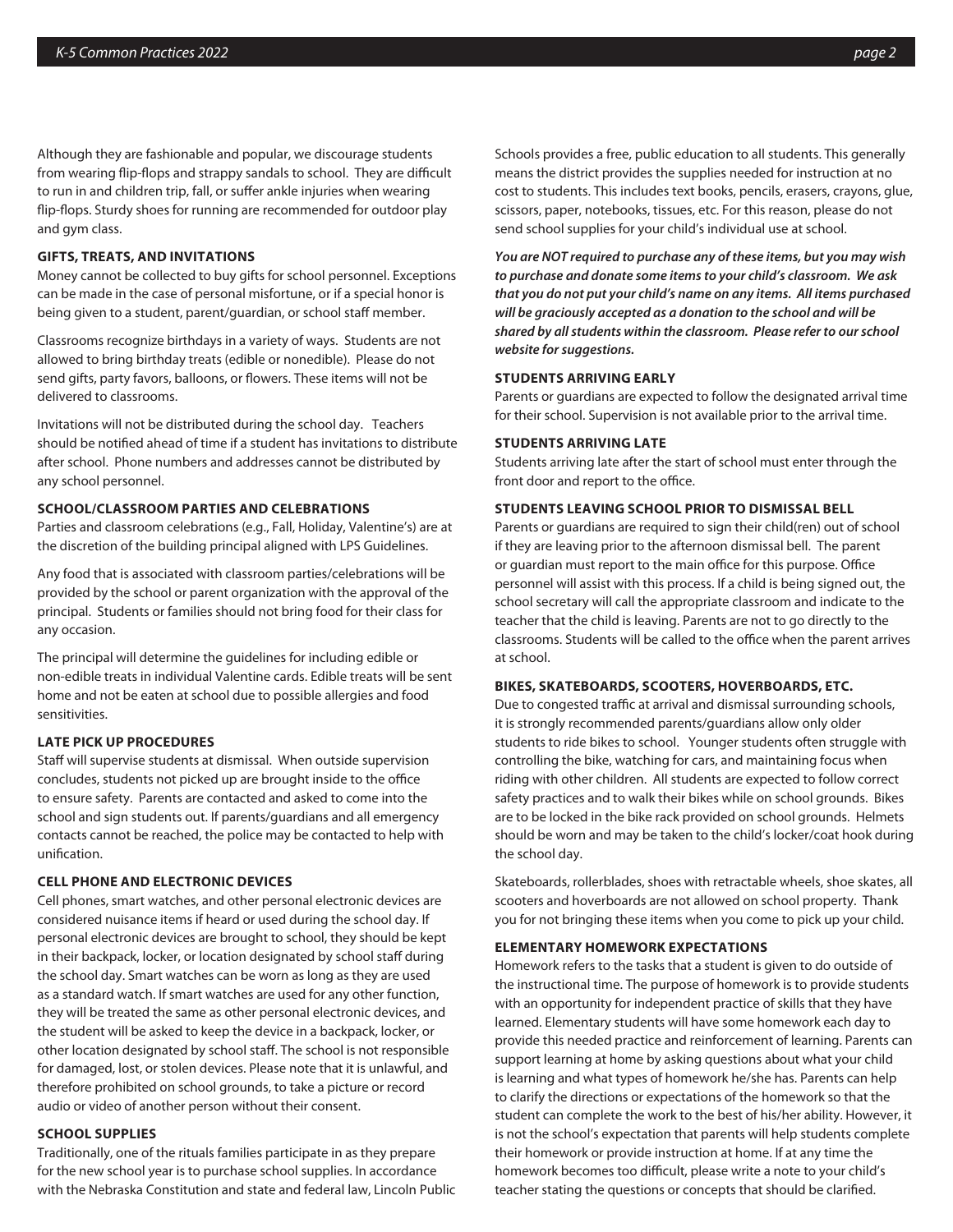Although they are fashionable and popular, we discourage students from wearing flip-flops and strappy sandals to school. They are difficult to run in and children trip, fall, or suffer ankle injuries when wearing flip-flops. Sturdy shoes for running are recommended for outdoor play and gym class.

### GIFTS, TREATS, AND INVITATIONS

Money cannot be collected to buy gifts for school personnel. Exceptions can be made in the case of personal misfortune, or if a special honor is being given to a student, parent/guardian, or school staff member.

Classrooms recognize birthdays in a variety of ways. Students are not allowed to bring birthday treats (edible or nonedible). Please do not send gifts, party favors, balloons, or flowers. These items will not be delivered to classrooms.

Invitations will not be distributed during the school day. Teachers should be notified ahead of time if a student has invitations to distribute after school. Phone numbers and addresses cannot be distributed by any school personnel.

### SCHOOL/CLASSROOM PARTIES AND CELEBRATIONS

Parties and classroom celebrations (e.g., Fall, Holiday, Valentine's) are at the discretion of the building principal aligned with LPS Guidelines.

Any food that is associated with classroom parties/celebrations will be provided by the school or parent organization with the approval of the principal. Students or families should not bring food for their class for any occasion.

The principal will determine the guidelines for including edible or non-edible treats in individual Valentine cards. Edible treats will be sent home and not be eaten at school due to possible allergies and food sensitivities.

### LATE PICK UP PROCEDURES

Staff will supervise students at dismissal. When outside supervision concludes, students not picked up are brought inside to the office to ensure safety. Parents are contacted and asked to come into the school and sign students out. If parents/guardians and all emergency contacts cannot be reached, the police may be contacted to help with unification.

### CELL PHONE AND ELECTRONIC DEVICES

Cell phones, smart watches, and other personal electronic devices are considered nuisance items if heard or used during the school day. If personal electronic devices are brought to school, they should be kept in their backpack, locker, or location designated by school staff during the school day. Smart watches can be worn as long as they are used as a standard watch. If smart watches are used for any other function, they will be treated the same as other personal electronic devices, and the student will be asked to keep the device in a backpack, locker, or other location designated by school staff. The school is not responsible for damaged, lost, or stolen devices. Please note that it is unlawful, and therefore prohibited on school grounds, to take a picture or record audio or video of another person without their consent.

### SCHOOL SUPPLIES

Traditionally, one of the rituals families participate in as they prepare for the new school year is to purchase school supplies. In accordance with the Nebraska Constitution and state and federal law, Lincoln Public Schools provides a free, public education to all students. This generally means the district provides the supplies needed for instruction at no cost to students. This includes text books, pencils, erasers, crayons, glue, scissors, paper, notebooks, tissues, etc. For this reason, please do not send school supplies for your child's individual use at school.

***You are NOT required to purchase any of these items, but you may wish to purchase and donate some items to your child's classroom. We ask that you do not put your child's name on any items. All items purchased will be graciously accepted as a donation to the school and will be shared by all students within the classroom. Please refer to our school website for suggestions.***

### STUDENTS ARRIVING EARLY

Parents or guardians are expected to follow the designated arrival time for their school. Supervision is not available prior to the arrival time.

### STUDENTS ARRIVING LATE

Students arriving late after the start of school must enter through the front door and report to the office.

### STUDENTS LEAVING SCHOOL PRIOR TO DISMISSAL BELL

Parents or guardians are required to sign their child(ren) out of school if they are leaving prior to the afternoon dismissal bell. The parent or guardian must report to the main office for this purpose. Office personnel will assist with this process. If a child is being signed out, the school secretary will call the appropriate classroom and indicate to the teacher that the child is leaving. Parents are not to go directly to the classrooms. Students will be called to the office when the parent arrives at school.

### BIKES, SKATEBOARDS, SCOOTERS, HOVERBOARDS, ETC.

Due to congested traffic at arrival and dismissal surrounding schools, it is strongly recommended parents/guardians allow only older students to ride bikes to school. Younger students often struggle with controlling the bike, watching for cars, and maintaining focus when riding with other children. All students are expected to follow correct safety practices and to walk their bikes while on school grounds. Bikes are to be locked in the bike rack provided on school grounds. Helmets should be worn and may be taken to the child's locker/coat hook during the school day.

Skateboards, rollerblades, shoes with retractable wheels, shoe skates, all scooters and hoverboards are not allowed on school property. Thank you for not bringing these items when you come to pick up your child.

### ELEMENTARY HOMEWORK EXPECTATIONS

Homework refers to the tasks that a student is given to do outside of the instructional time. The purpose of homework is to provide students with an opportunity for independent practice of skills that they have learned. Elementary students will have some homework each day to provide this needed practice and reinforcement of learning. Parents can support learning at home by asking questions about what your child is learning and what types of homework he/she has. Parents can help to clarify the directions or expectations of the homework so that the student can complete the work to the best of his/her ability. However, it is not the school's expectation that parents will help students complete their homework or provide instruction at home. If at any time the homework becomes too difficult, please write a note to your child's teacher stating the questions or concepts that should be clarified.